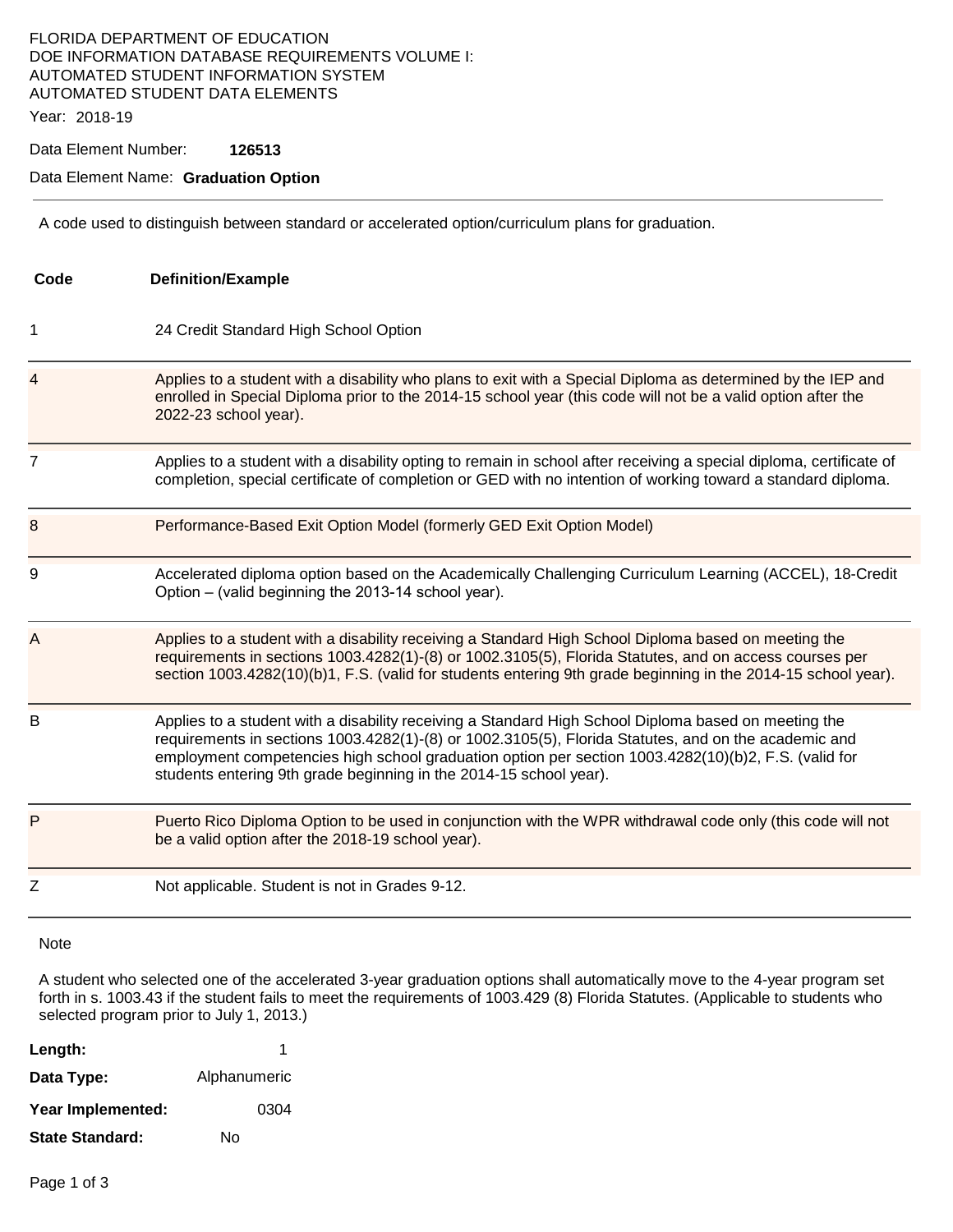FLORIDA DEPARTMENT OF EDUCATION
DOE INFORMATION DATABASE REQUIREMENTS VOLUME I:
AUTOMATED STUDENT INFORMATION SYSTEM
AUTOMATED STUDENT DATA ELEMENTS

Year: 2018-19

Data Element Number: **126513**

Data Element Name: **Graduation Option**

---

A code used to distinguish between standard or accelerated option/curriculum plans for graduation.

| Code | Definition/Example |
|---|---|
| 1 | 24 Credit Standard High School Option |
| 4 | Applies to a student with a disability who plans to exit with a Special Diploma as determined by the IEP and enrolled in Special Diploma prior to the 2014-15 school year (this code will not be a valid option after the 2022-23 school year). |
| 7 | Applies to a student with a disability opting to remain in school after receiving a special diploma, certificate of completion, special certificate of completion or GED with no intention of working toward a standard diploma. |
| 8 | Performance-Based Exit Option Model (formerly GED Exit Option Model) |
| 9 | Accelerated diploma option based on the Academically Challenging Curriculum Learning (ACCEL), 18-Credit Option – (valid beginning the 2013-14 school year). |
| A | Applies to a student with a disability receiving a Standard High School Diploma based on meeting the requirements in sections 1003.4282(1)-(8) or 1002.3105(5), Florida Statutes, and on access courses per section 1003.4282(10)(b)1, F.S. (valid for students entering 9th grade beginning in the 2014-15 school year). |
| B | Applies to a student with a disability receiving a Standard High School Diploma based on meeting the requirements in sections 1003.4282(1)-(8) or 1002.3105(5), Florida Statutes, and on the academic and employment competencies high school graduation option per section 1003.4282(10)(b)2, F.S. (valid for students entering 9th grade beginning in the 2014-15 school year). |
| P | Puerto Rico Diploma Option to be used in conjunction with the WPR withdrawal code only (this code will not be a valid option after the 2018-19 school year). |
| Z | Not applicable. Student is not in Grades 9-12. |

Note

A student who selected one of the accelerated 3-year graduation options shall automatically move to the 4-year program set forth in s. 1003.43 if the student fails to meet the requirements of 1003.429 (8) Florida Statutes. (Applicable to students who selected program prior to July 1, 2013.)

**Length:** 1

**Data Type:** Alphanumeric

**Year Implemented:** 0304

**State Standard:** No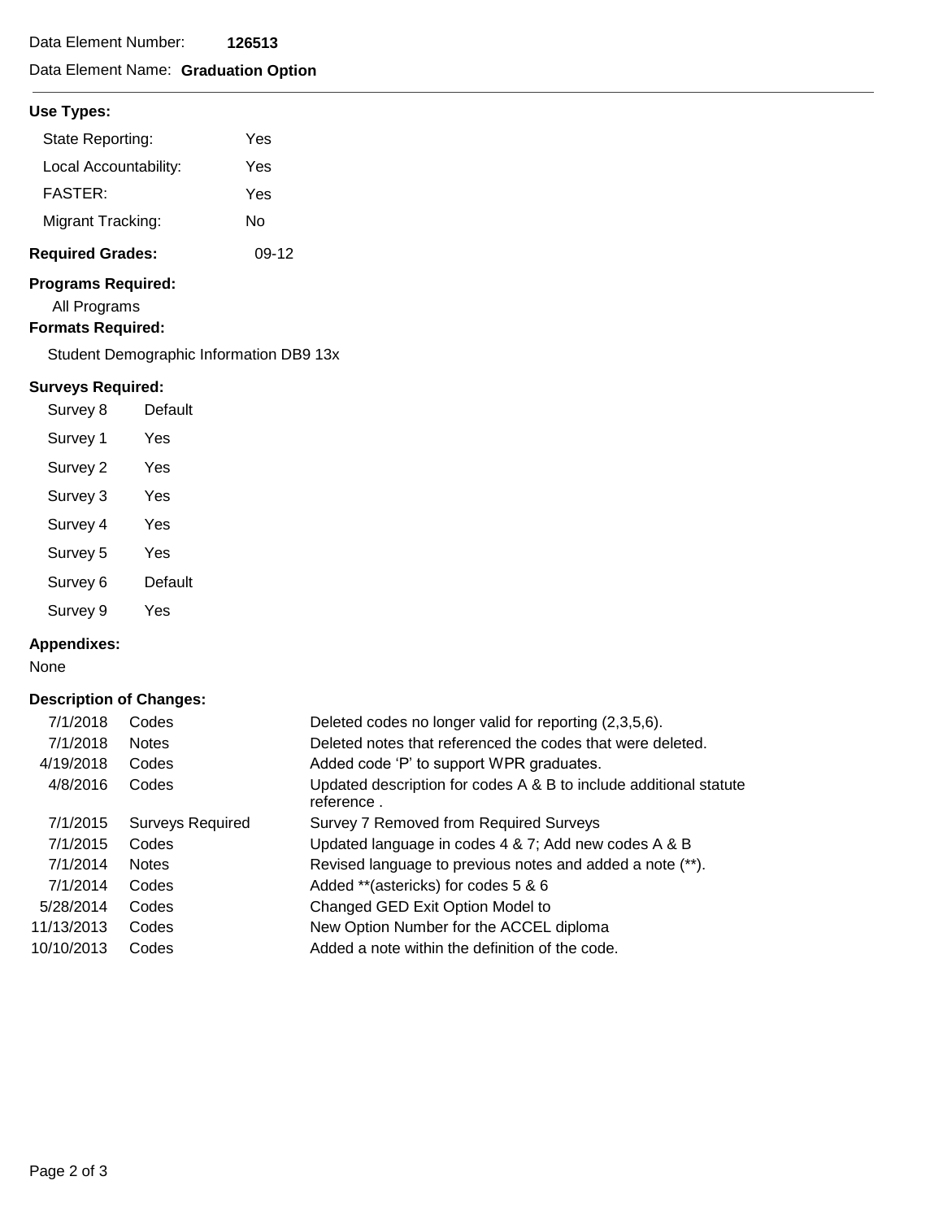Data Element Number: **126513**

Data Element Name: **Graduation Option**

---

### Use Types:

| | |
|---|---|
| State Reporting: | Yes |
| Local Accountability: | Yes |
| FASTER: | Yes |
| Migrant Tracking: | No |

**Required Grades:** 09-12

### Programs Required:

All Programs

### Formats Required:

Student Demographic Information DB9 13x

### Surveys Required:

| | |
|---|---|
| Survey 8 | Default |
| Survey 1 | Yes |
| Survey 2 | Yes |
| Survey 3 | Yes |
| Survey 4 | Yes |
| Survey 5 | Yes |
| Survey 6 | Default |
| Survey 9 | Yes |

### Appendixes:

None

### Description of Changes:

| | | |
|---|---|---|
| 7/1/2018 | Codes | Deleted codes no longer valid for reporting (2,3,5,6). |
| 7/1/2018 | Notes | Deleted notes that referenced the codes that were deleted. |
| 4/19/2018 | Codes | Added code 'P' to support WPR graduates. |
| 4/8/2016 | Codes | Updated description for codes A & B to include additional statute reference . |
| 7/1/2015 | Surveys Required | Survey 7 Removed from Required Surveys |
| 7/1/2015 | Codes | Updated language in codes 4 & 7; Add new codes A & B |
| 7/1/2014 | Notes | Revised language to previous notes and added a note (**). |
| 7/1/2014 | Codes | Added **(astericks) for codes 5 & 6 |
| 5/28/2014 | Codes | Changed GED Exit Option Model to |
| 11/13/2013 | Codes | New Option Number for the ACCEL diploma |
| 10/10/2013 | Codes | Added a note within the definition of the code. |